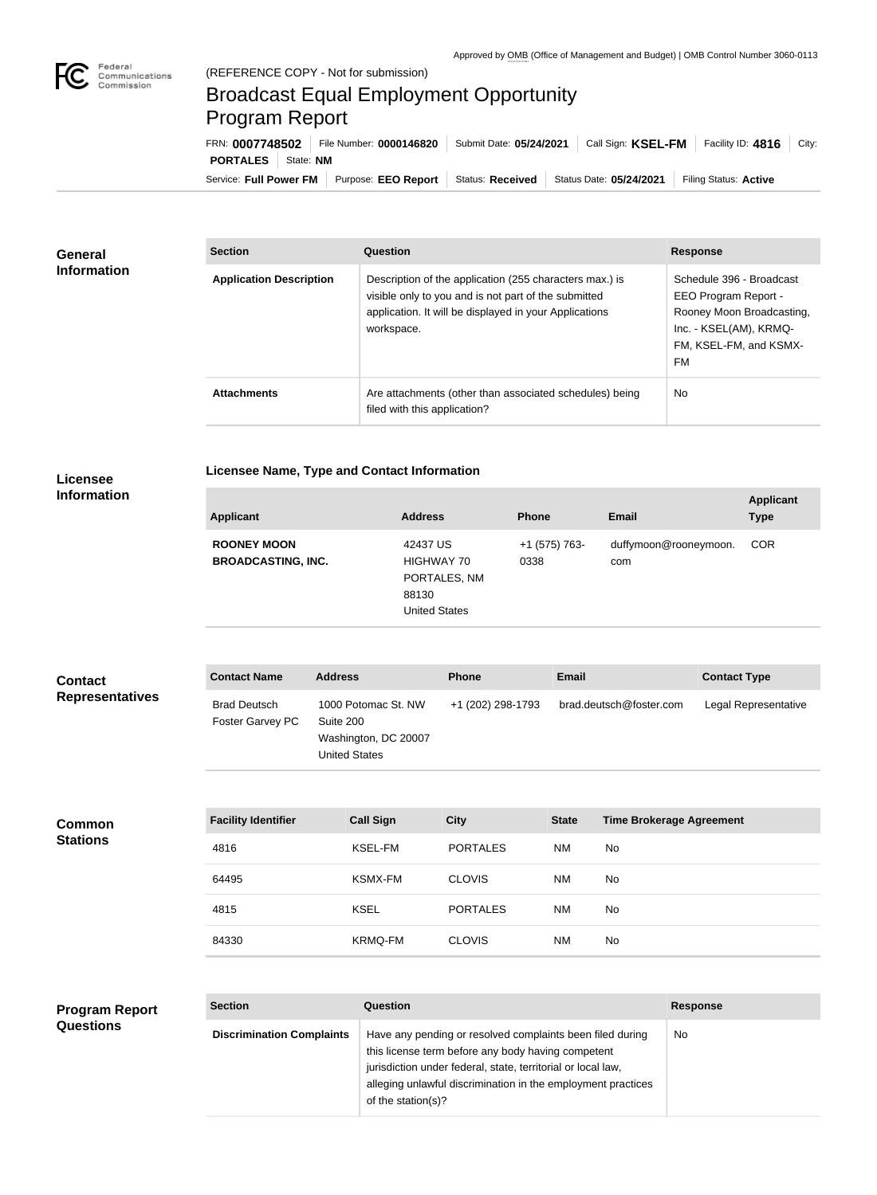Approved by OMB (Office of Management and Budget) | OMB Control Number 3060-0113

(REFERENCE COPY - Not for submission)

# Broadcast Equal Employment Opportunity Program Report

FRN: **0007748502** | File Number: **0000146820** | Submit Date: **05/24/2021** | Call Sign: **KSEL-FM** | Facility ID: **4816** | City: **PORTALES** | State: **NM**

Service: **Full Power FM** | Purpose: **EEO Report** | Status: **Received** | Status Date: **05/24/2021** | Filing Status: **Active**

## General Information

| Section | Question | Response |
|---|---|---|
| **Application Description** | Description of the application (255 characters max.) is visible only to you and is not part of the submitted application. It will be displayed in your Applications workspace. | Schedule 396 - Broadcast EEO Program Report - Rooney Moon Broadcasting, Inc. - KSEL(AM), KRMQ-FM, KSEL-FM, and KSMX-FM |
| **Attachments** | Are attachments (other than associated schedules) being filed with this application? | No |

## Licensee Information

### Licensee Name, Type and Contact Information

| Applicant | Address | Phone | Email | Applicant Type |
|---|---|---|---|---|
| **ROONEY MOON BROADCASTING, INC.** | 42437 US HIGHWAY 70 PORTALES, NM 88130 United States | +1 (575) 763-0338 | duffymoon@rooneymoon.com | COR |

## Contact Representatives

| Contact Name | Address | Phone | Email | Contact Type |
|---|---|---|---|---|
| Brad Deutsch Foster Garvey PC | 1000 Potomac St. NW Suite 200 Washington, DC 20007 United States | +1 (202) 298-1793 | brad.deutsch@foster.com | Legal Representative |

## Common Stations

| Facility Identifier | Call Sign | City | State | Time Brokerage Agreement |
|---|---|---|---|---|
| 4816 | KSEL-FM | PORTALES | NM | No |
| 64495 | KSMX-FM | CLOVIS | NM | No |
| 4815 | KSEL | PORTALES | NM | No |
| 84330 | KRMQ-FM | CLOVIS | NM | No |

## Program Report Questions

| Section | Question | Response |
|---|---|---|
| **Discrimination Complaints** | Have any pending or resolved complaints been filed during this license term before any body having competent jurisdiction under federal, state, territorial or local law, alleging unlawful discrimination in the employment practices of the station(s)? | No |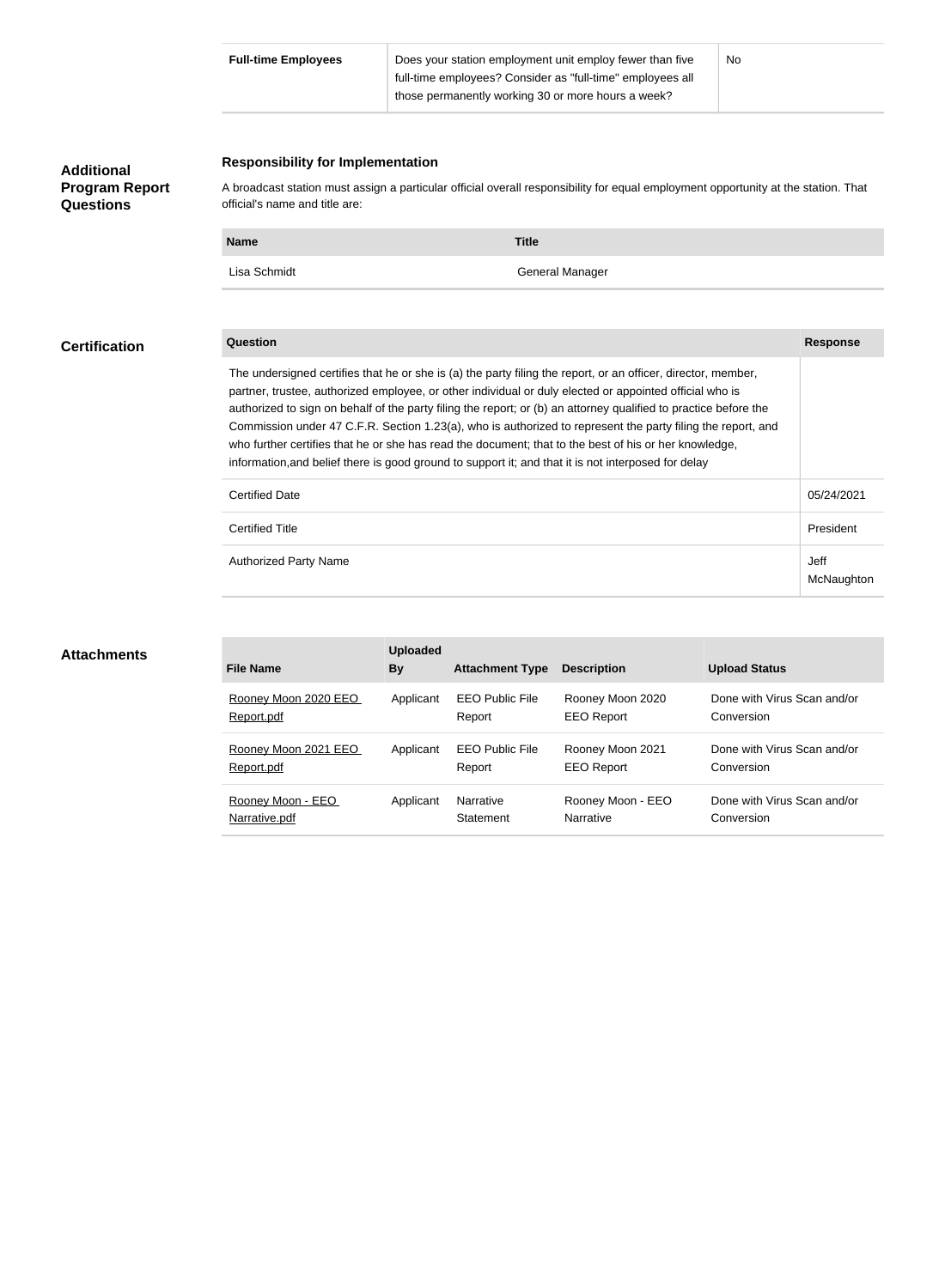| | | |
|---|---|---|
| **Full-time Employees** | Does your station employment unit employ fewer than five full-time employees? Consider as "full-time" employees all those permanently working 30 or more hours a week? | No |

## Additional Program Report Questions

### Responsibility for Implementation

A broadcast station must assign a particular official overall responsibility for equal employment opportunity at the station. That official's name and title are:

| Name | Title |
|---|---|
| Lisa Schmidt | General Manager |

## Certification

| Question | Response |
|---|---|
| The undersigned certifies that he or she is (a) the party filing the report, or an officer, director, member, partner, trustee, authorized employee, or other individual or duly elected or appointed official who is authorized to sign on behalf of the party filing the report; or (b) an attorney qualified to practice before the Commission under 47 C.F.R. Section 1.23(a), who is authorized to represent the party filing the report, and who further certifies that he or she has read the document; that to the best of his or her knowledge, information,and belief there is good ground to support it; and that it is not interposed for delay | |
| Certified Date | 05/24/2021 |
| Certified Title | President |
| Authorized Party Name | Jeff McNaughton |

## Attachments

| File Name | Uploaded By | Attachment Type | Description | Upload Status |
|---|---|---|---|---|
| Rooney Moon 2020 EEO Report.pdf | Applicant | EEO Public File Report | Rooney Moon 2020 EEO Report | Done with Virus Scan and/or Conversion |
| Rooney Moon 2021 EEO Report.pdf | Applicant | EEO Public File Report | Rooney Moon 2021 EEO Report | Done with Virus Scan and/or Conversion |
| Rooney Moon - EEO Narrative.pdf | Applicant | Narrative Statement | Rooney Moon - EEO Narrative | Done with Virus Scan and/or Conversion |